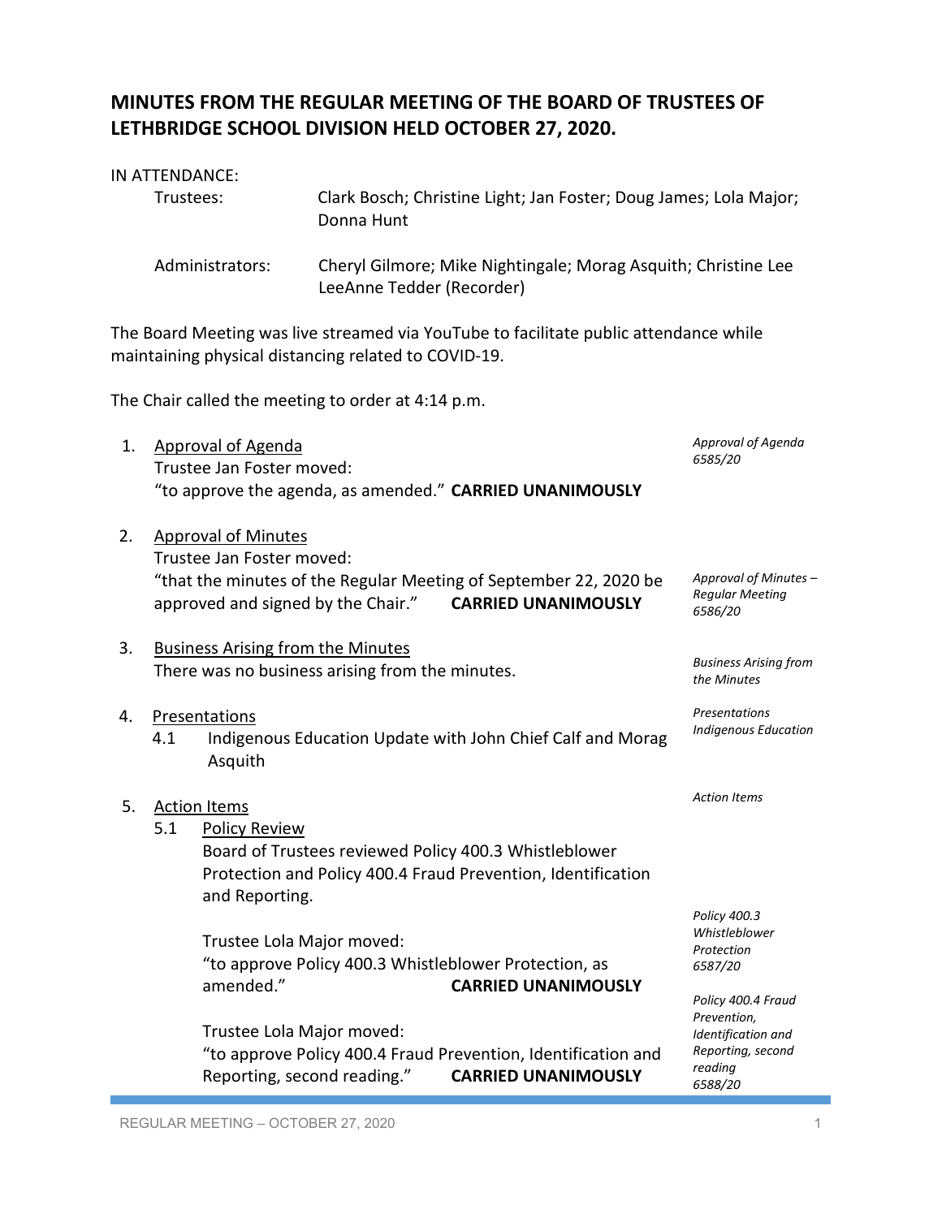## MINUTES FROM THE REGULAR MEETING OF THE BOARD OF TRUSTEES OF LETHBRIDGE SCHOOL DIVISION HELD OCTOBER 27, 2020.

IN ATTENDANCE:

Trustees: Clark Bosch; Christine Light; Jan Foster; Doug James; Lola Major; Donna Hunt

Administrators: Cheryl Gilmore; Mike Nightingale; Morag Asquith; Christine Lee LeeAnne Tedder (Recorder)

The Board Meeting was live streamed via YouTube to facilitate public attendance while maintaining physical distancing related to COVID-19.

The Chair called the meeting to order at 4:14 p.m.

1. Approval of Agenda
   Trustee Jan Foster moved:
   "to approve the agenda, as amended." **CARRIED UNANIMOUSLY**

   *Approval of Agenda 6585/20*

2. Approval of Minutes
   Trustee Jan Foster moved:
   "that the minutes of the Regular Meeting of September 22, 2020 be approved and signed by the Chair." **CARRIED UNANIMOUSLY**

   *Approval of Minutes – Regular Meeting 6586/20*

3. Business Arising from the Minutes
   There was no business arising from the minutes.

   *Business Arising from the Minutes*

4. Presentations
   4.1 Indigenous Education Update with John Chief Calf and Morag Asquith

   *Presentations Indigenous Education*

5. Action Items

   *Action Items*

   5.1 Policy Review
   Board of Trustees reviewed Policy 400.3 Whistleblower Protection and Policy 400.4 Fraud Prevention, Identification and Reporting.

   Trustee Lola Major moved:
   "to approve Policy 400.3 Whistleblower Protection, as amended." **CARRIED UNANIMOUSLY**

   *Policy 400.3 Whistleblower Protection 6587/20*

   Trustee Lola Major moved:
   "to approve Policy 400.4 Fraud Prevention, Identification and Reporting, second reading." **CARRIED UNANIMOUSLY**

   *Policy 400.4 Fraud Prevention, Identification and Reporting, second reading 6588/20*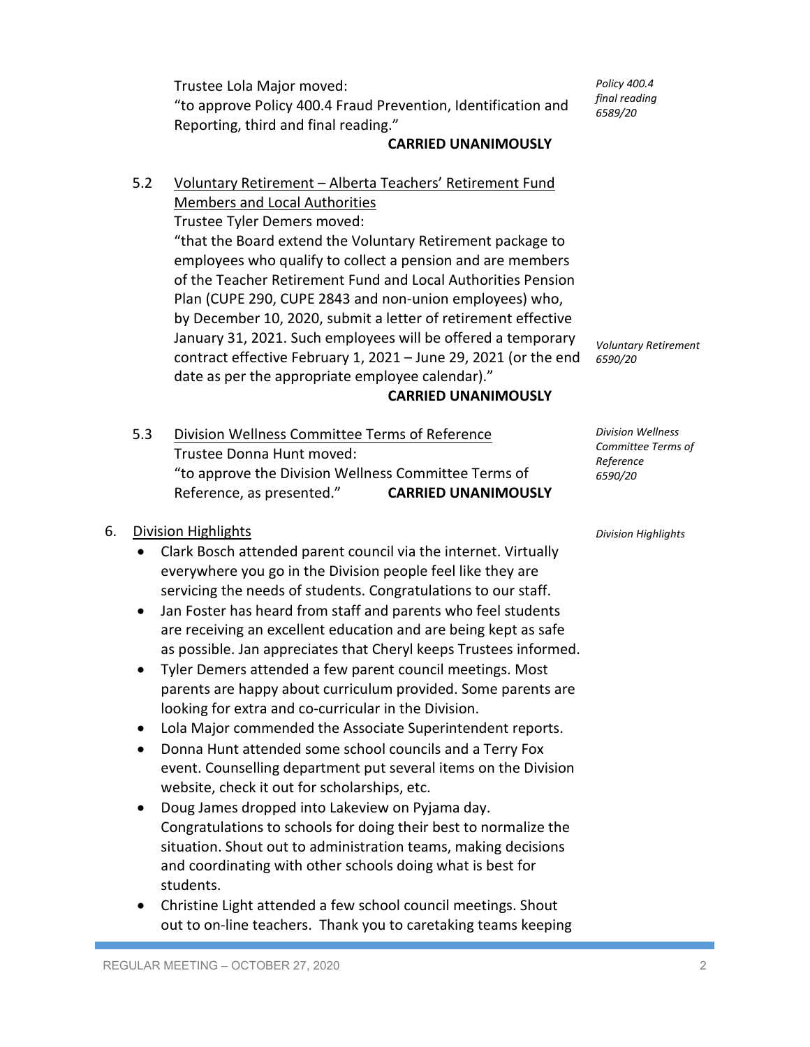Trustee Lola Major moved:
"to approve Policy 400.4 Fraud Prevention, Identification and Reporting, third and final reading."
**CARRIED UNANIMOUSLY**

*Policy 400.4 final reading 6589/20*

5.2 Voluntary Retirement – Alberta Teachers' Retirement Fund Members and Local Authorities

Trustee Tyler Demers moved:
"that the Board extend the Voluntary Retirement package to employees who qualify to collect a pension and are members of the Teacher Retirement Fund and Local Authorities Pension Plan (CUPE 290, CUPE 2843 and non-union employees) who, by December 10, 2020, submit a letter of retirement effective January 31, 2021. Such employees will be offered a temporary contract effective February 1, 2021 – June 29, 2021 (or the end date as per the appropriate employee calendar)."
**CARRIED UNANIMOUSLY**

*Voluntary Retirement 6590/20*

5.3 Division Wellness Committee Terms of Reference

Trustee Donna Hunt moved:
"to approve the Division Wellness Committee Terms of Reference, as presented." **CARRIED UNANIMOUSLY**

*Division Wellness Committee Terms of Reference 6590/20*

6. Division Highlights

*Division Highlights*

- Clark Bosch attended parent council via the internet. Virtually everywhere you go in the Division people feel like they are servicing the needs of students. Congratulations to our staff.
- Jan Foster has heard from staff and parents who feel students are receiving an excellent education and are being kept as safe as possible. Jan appreciates that Cheryl keeps Trustees informed.
- Tyler Demers attended a few parent council meetings. Most parents are happy about curriculum provided. Some parents are looking for extra and co-curricular in the Division.
- Lola Major commended the Associate Superintendent reports.
- Donna Hunt attended some school councils and a Terry Fox event. Counselling department put several items on the Division website, check it out for scholarships, etc.
- Doug James dropped into Lakeview on Pyjama day. Congratulations to schools for doing their best to normalize the situation. Shout out to administration teams, making decisions and coordinating with other schools doing what is best for students.
- Christine Light attended a few school council meetings. Shout out to on-line teachers. Thank you to caretaking teams keeping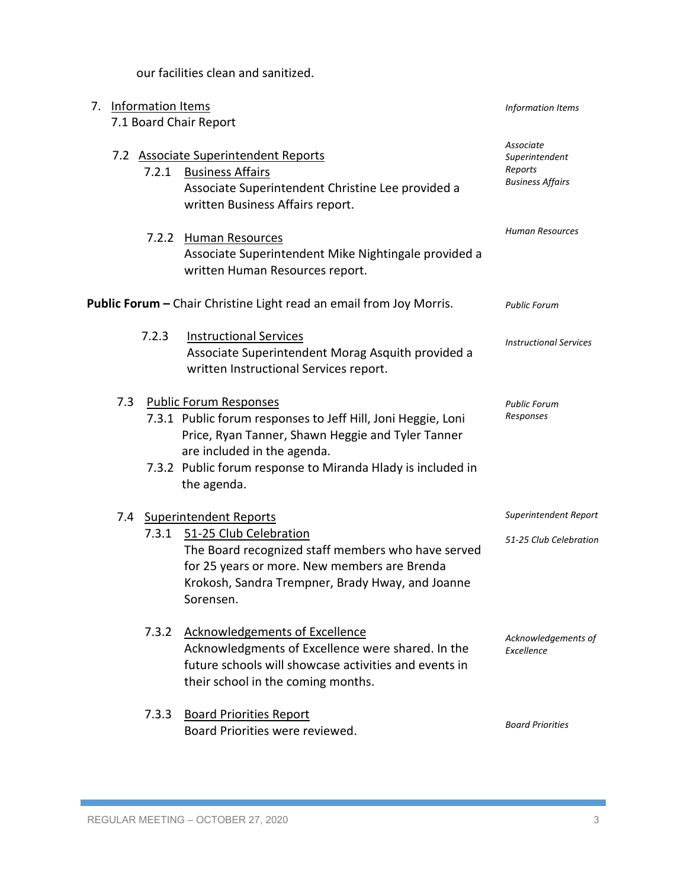our facilities clean and sanitized.

7. Information Items  *Information Items*

7.1 Board Chair Report

7.2 Associate Superintendent Reports  *Associate Superintendent Reports*

7.2.1 Business Affairs  *Business Affairs*

Associate Superintendent Christine Lee provided a written Business Affairs report.

7.2.2 Human Resources  *Human Resources*

Associate Superintendent Mike Nightingale provided a written Human Resources report.

**Public Forum –** Chair Christine Light read an email from Joy Morris.  *Public Forum*

7.2.3 Instructional Services  *Instructional Services*

Associate Superintendent Morag Asquith provided a written Instructional Services report.

7.3 Public Forum Responses  *Public Forum Responses*

7.3.1 Public forum responses to Jeff Hill, Joni Heggie, Loni Price, Ryan Tanner, Shawn Heggie and Tyler Tanner are included in the agenda.

7.3.2 Public forum response to Miranda Hlady is included in the agenda.

7.4 Superintendent Reports  *Superintendent Report*

7.3.1 51-25 Club Celebration  *51-25 Club Celebration*

The Board recognized staff members who have served for 25 years or more. New members are Brenda Krokosh, Sandra Trempner, Brady Hway, and Joanne Sorensen.

7.3.2 Acknowledgements of Excellence  *Acknowledgements of Excellence*

Acknowledgments of Excellence were shared. In the future schools will showcase activities and events in their school in the coming months.

7.3.3 Board Priorities Report  *Board Priorities*

Board Priorities were reviewed.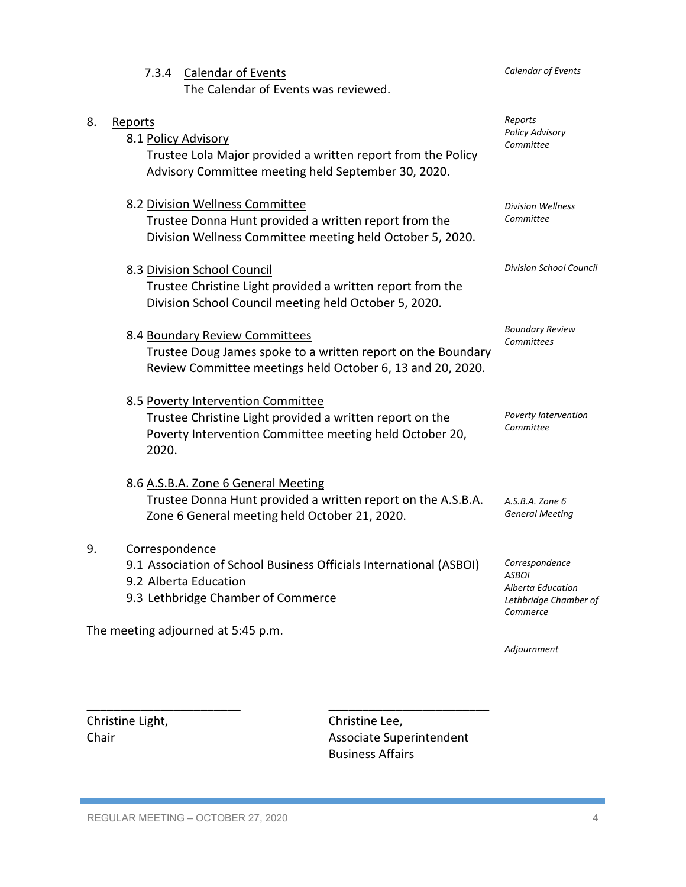7.3.4 <u>Calendar of Events</u>
The Calendar of Events was reviewed.

*Calendar of Events*

8. <u>Reports</u>

*Reports*

8.1 <u>Policy Advisory</u>
Trustee Lola Major provided a written report from the Policy Advisory Committee meeting held September 30, 2020.

*Policy Advisory Committee*

8.2 <u>Division Wellness Committee</u>
Trustee Donna Hunt provided a written report from the Division Wellness Committee meeting held October 5, 2020.

*Division Wellness Committee*

8.3 <u>Division School Council</u>
Trustee Christine Light provided a written report from the Division School Council meeting held October 5, 2020.

*Division School Council*

8.4 <u>Boundary Review Committees</u>
Trustee Doug James spoke to a written report on the Boundary Review Committee meetings held October 6, 13 and 20, 2020.

*Boundary Review Committees*

8.5 <u>Poverty Intervention Committee</u>
Trustee Christine Light provided a written report on the Poverty Intervention Committee meeting held October 20, 2020.

*Poverty Intervention Committee*

8.6 <u>A.S.B.A. Zone 6 General Meeting</u>
Trustee Donna Hunt provided a written report on the A.S.B.A. Zone 6 General meeting held October 21, 2020.

*A.S.B.A. Zone 6 General Meeting*

9. <u>Correspondence</u>
9.1 Association of School Business Officials International (ASBOI)
9.2 Alberta Education
9.3 Lethbridge Chamber of Commerce

*Correspondence*
*ASBOI*
*Alberta Education*
*Lethbridge Chamber of Commerce*

The meeting adjourned at 5:45 p.m.

*Adjournment*

\_\_\_\_\_\_\_\_\_\_\_\_\_\_\_\_\_\_\_\_\_\_\_\_
Christine Light,
Chair

\_\_\_\_\_\_\_\_\_\_\_\_\_\_\_\_\_\_\_\_\_\_\_\_
Christine Lee,
Associate Superintendent
Business Affairs